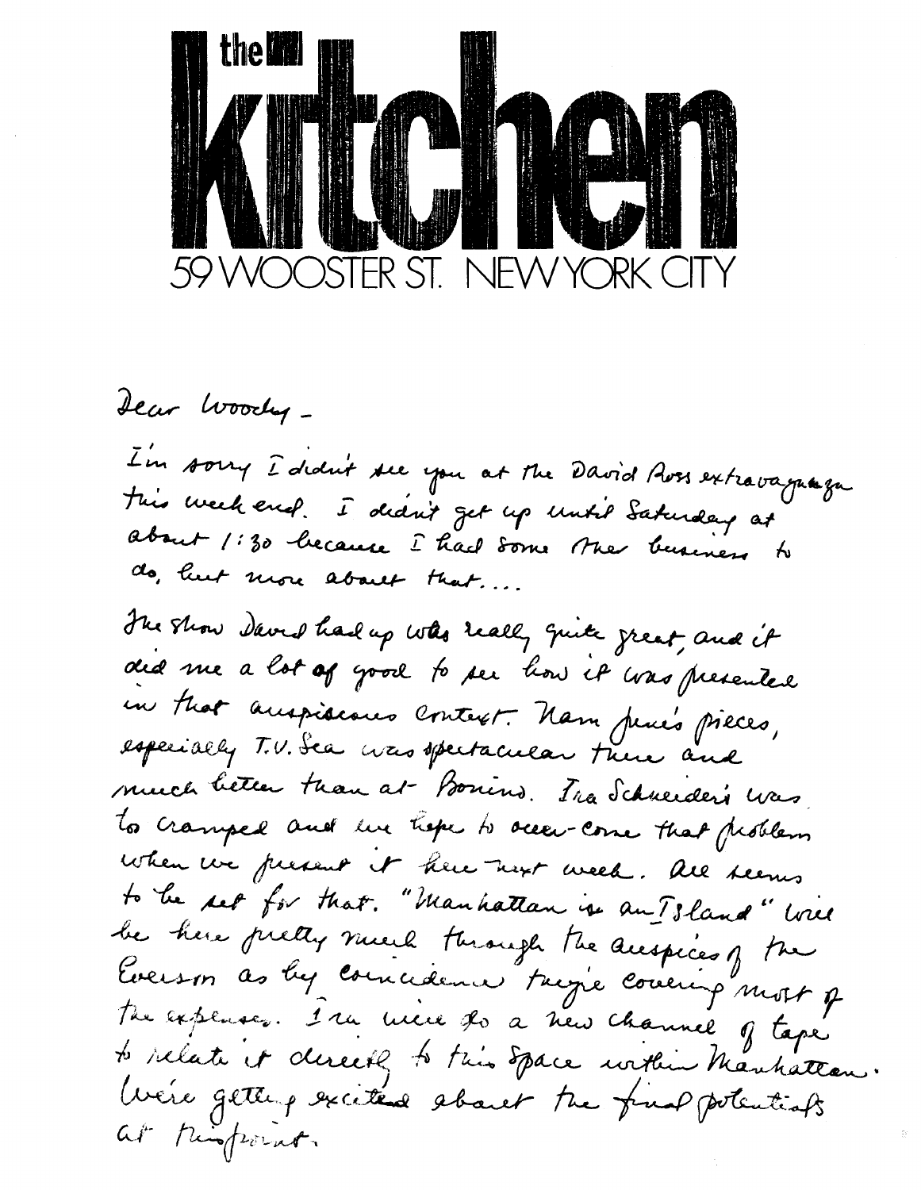# the kitchen

59 WOOSTER ST. NEW YORK CITY

Dear Woody -

I'm sorry I didn't see you at the David Ross extravaganza this week end. I didn't get up until Saturday at about 1:30 because I had some other business to do, but more about that....

The show David had up was really quite great, and it did me a lot of good to see how it was presented in that auspicious context. Nam June's pieces, especially T.V. Sea was spectacular there and much better than at Bonino. Ira Schneider's was to cramped and we hope to over-come that problem when we present it here next week. All seems to be set for that. "Manhattan is an Island" will be here pretty much through the auspices of the Everson as by coincidence they're covering most of the expenses. Ira will do a new channel of tape to relate it directly to this space within Manhattan. We're getting excited about the final potentials at this point.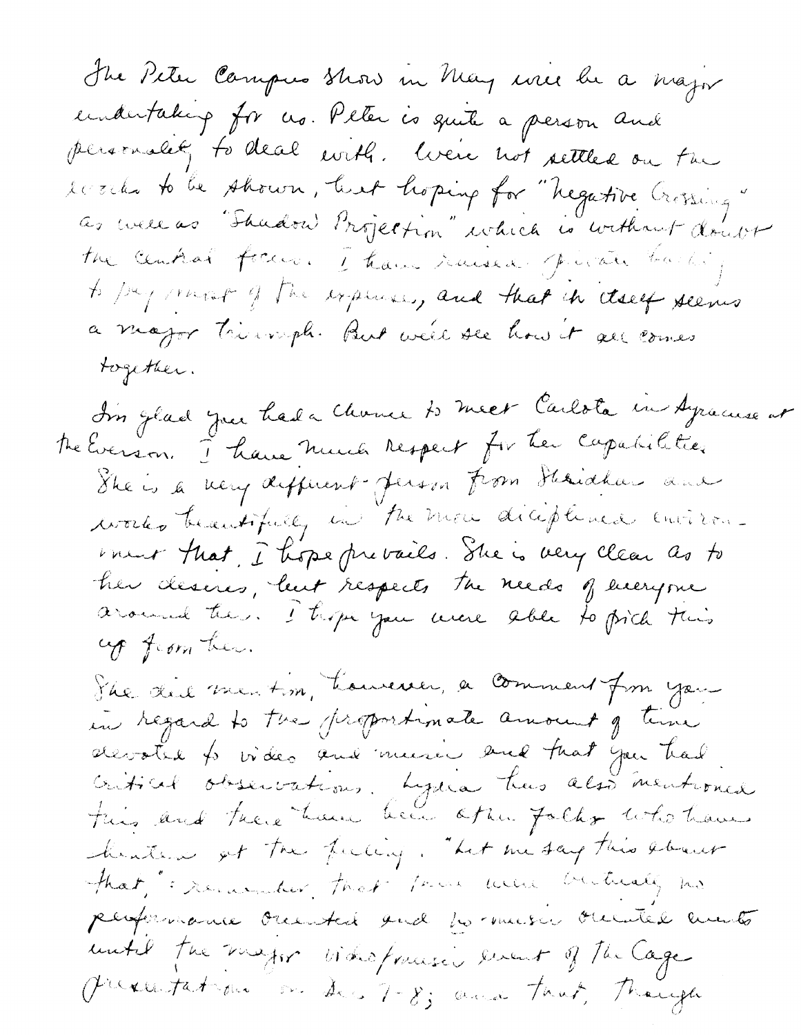The Peter Campus show in May will be a major undertaking for us. Peter is quite a person and personality to deal with. We're not settled on the works to be shown, but hoping for "Negative Crossing" as well as "Shadow Projection" which is without doubt the central focus. I have raised private backing to pay most of the expense, and that in itself seems a major triumph. But we'll see how it all comes together.

I'm glad you had a chance to meet Carlota in Syracuse at the Everson. I have much respect for her capabilities. She is a very different person from Shridhar and works beautifully in the more disciplined environment that, I hope prevails. She is very clear as to her desires, but respects the needs of everyone around her. I hope you were able to pick this up from her.

She did mention, however, a comment from you in regard to the proportionate amount of time devoted to video and music and that you had critical observations. Lydia has also mentioned this and there have been other folks who have hinted at the feeling. "Let me say this about that,": remember that there were virtually no performance oriented and/or music oriented events until the major video/music event of the Cage presentation on Dec 7-8; and that, though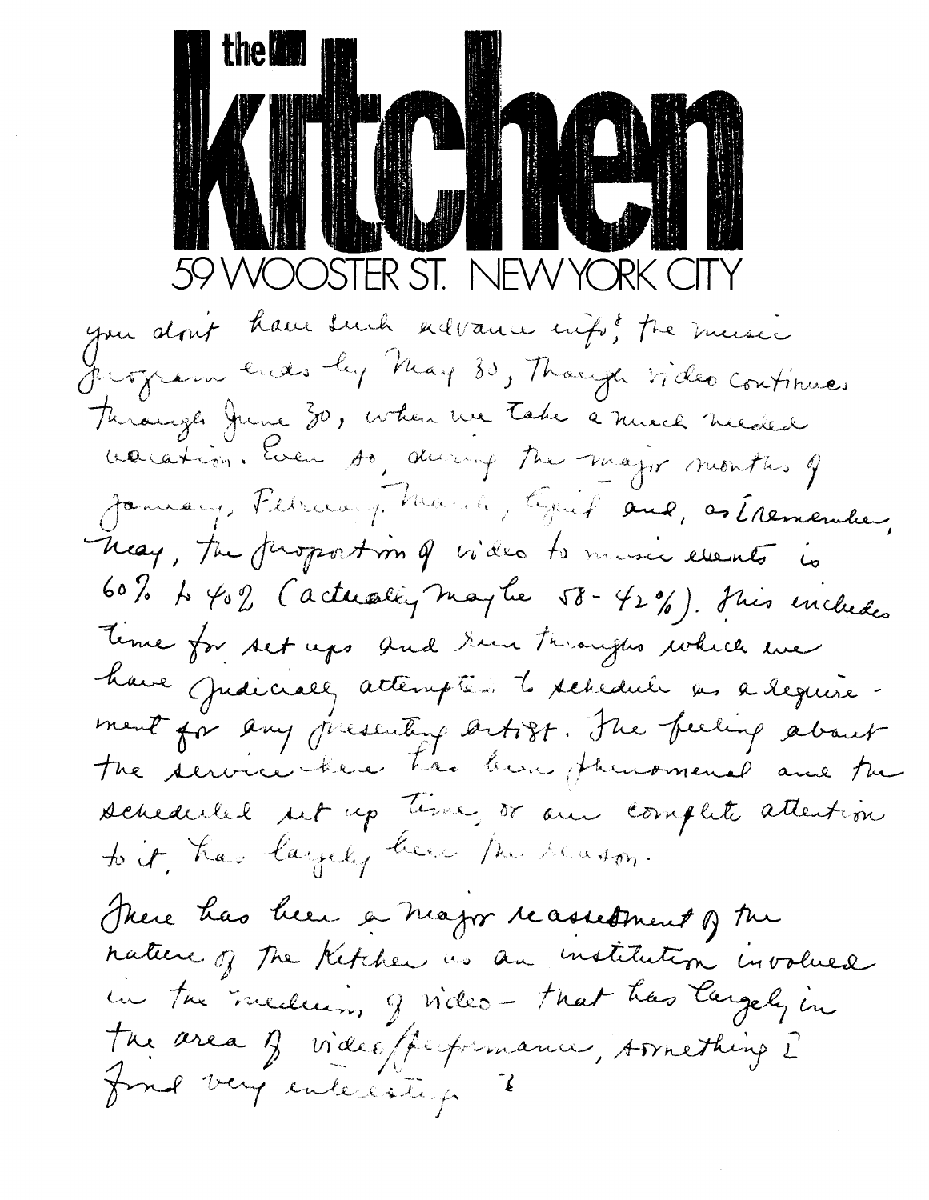# the kitchen

59 WOOSTER ST. NEW YORK CITY

you don't have such advance info; the music program ends by May 30, though video continues through June 30, when we take a much needed vacation. Even so, during the major months of January, February, March, April and, as I remember, May, the proportion of video to music events is 60% to 40% (actually maybe 58-42%). This includes time for set ups and run throughs which we have judicially attempted to schedule as a requirement for any presenting artist. The feeling about the service here has been phenomenal and the scheduled set up time, or our complete attention to it, has largely been the reason.

There has been a major reassessment of the nature of the Kitchen as an institution involved in the medium of video - that has largely in the area of video/performance, something I find very interesting ?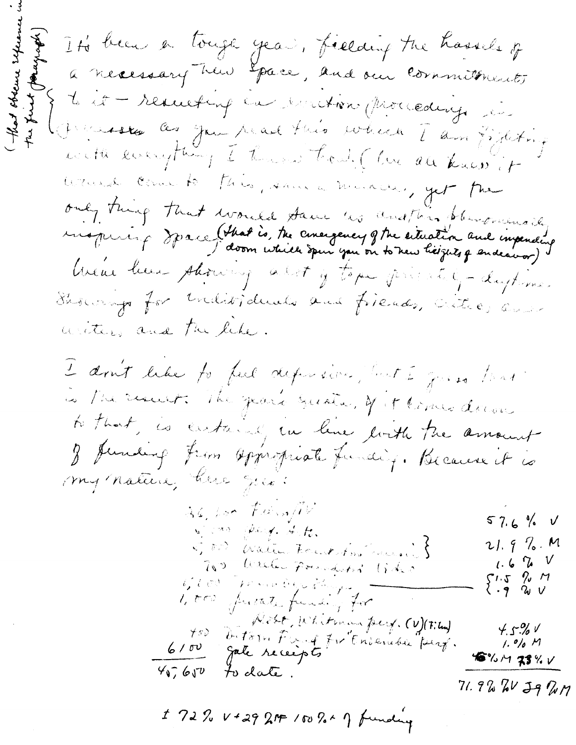(that obscure reference in the first paragraph)

It's been a tough year, fielding the hassels of a necessary new space, and our commitments to it – resulting in eviction proceeding in progress as you read this which I am fighting with everything I have had. (We all knew it would come to this, save a miracle, yet the only thing that would save us another phenomenally inspiring space (that is, the emergency of the situation and impending doom which spur you on to new heights of endeavor)

We've been showing a lot of tape privately – daytime showings for individuals and friends, critics and writers and the like.

I don't like to feel depression, but I guess that is the result. The year's greater, if it comes down to that, is certainly in line with the amount of funding from appropriate funding. Because it is my nature, here goes:

| Amount | Source | Percentage |
| --- | --- | --- |
| 36,100 | Film/TV | 57.6 % V |
| 6,000 | perf. & tr. | |
| 5,000 | Water Foundation music } | 21.9 % M |
| 700 | Water Foundation video | 1.6 % V |
| 1,000 | | {1.5 % M / .9 % V |
| 1,000 | private funding for Robt. Whitman perf. (V)(Film) | 4.5% V |
| 450 | Intown Fund for Ensemble perf. | 1.0% M |
| 6,100 | gate receipts | 6% M 73% V |
| 40,650 | to date. | 71.9% V 29% M |

1 72% V + 29% M 100% of funding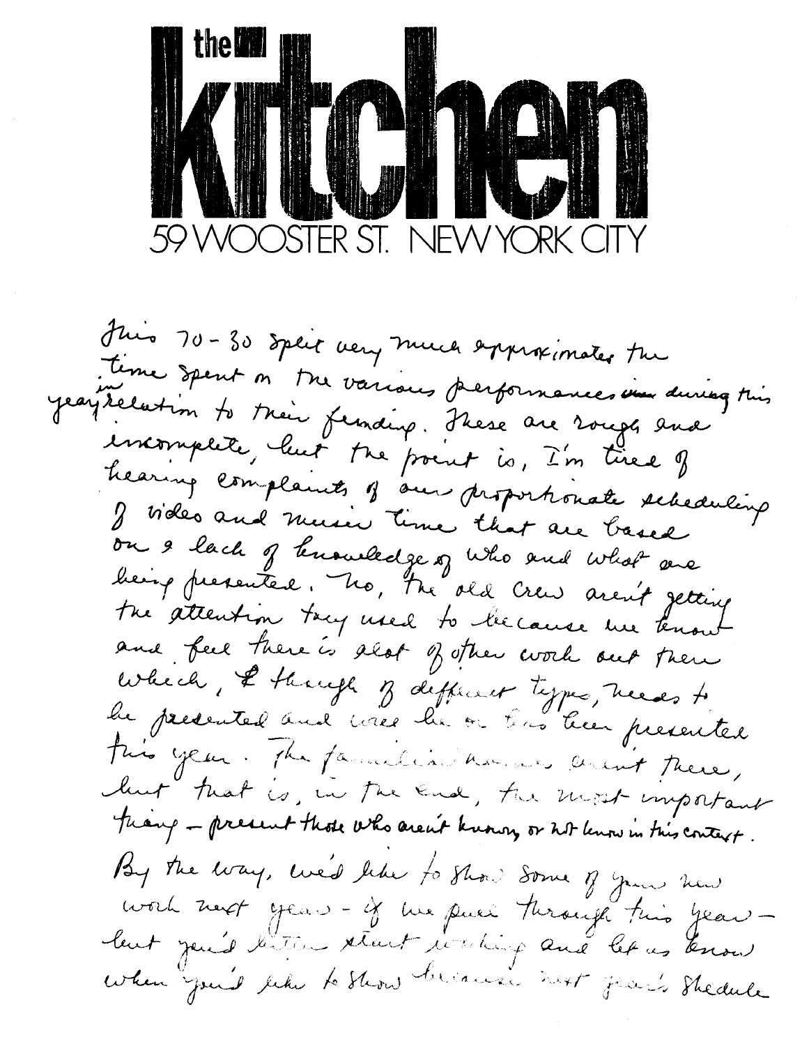# the kitchen

59 WOOSTER ST. NEW YORK CITY

This 70-30 split very much approximates the time spent on the various performances during this year in relation to their funding. These are rough and incomplete, but the point is, I'm tired of hearing complaints of our proportionate scheduling of video and music time that are based on a lack of knowledge of who and what are being presented. No, the old crew aren't getting the attention they used to because we know and feel there is alot of other work out there which, though of different types, needs to be presented and will be or has been presented this year. The familiar names aren't there, but that is, in the end, the most important thing – present those who aren't known or not known in this context.

By the way, we'd like to show some of your new work next year – if we pull through this year – but you'd better start working and let us know when you'd like to show because next year's schedule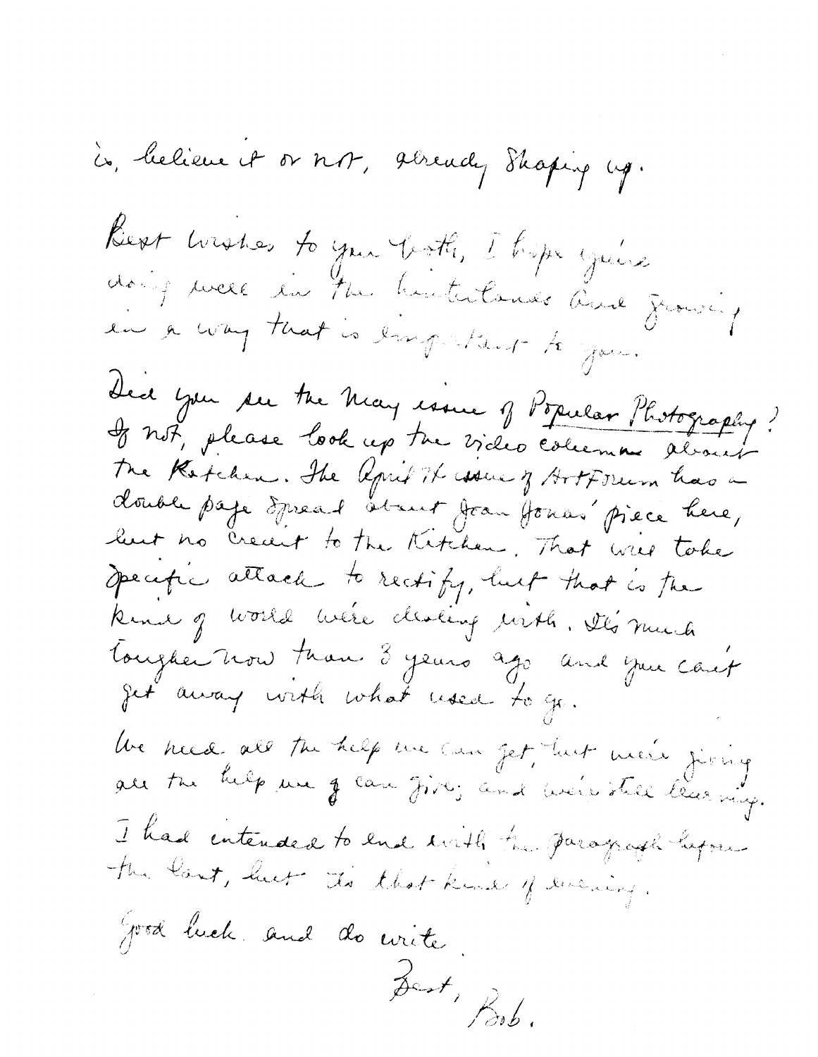is, believe it or not, already shaping up.

Best wishes to you both, I hope you're doing well in the hinterlands and growing in a way that is important to you.

Did you see the May issue of <u>Popular Photography</u>? If not, please look up the video column about the Kitchen. The April 74 issue of ArtForum has a double page spread about Joan Jonas' piece here, but no credit to the Kitchen. That will take specific attack to rectify, but that is the kind of world we're dealing with. It's much tougher now than 3 years ago and you can't get away with what used to go.

We need all the help we can get, but we're giving all the help we can give; and we're still learning.

I had intended to end with the paragraph before the last, but it's that kind of evening.

Good luck and do write.

Best, Bob.